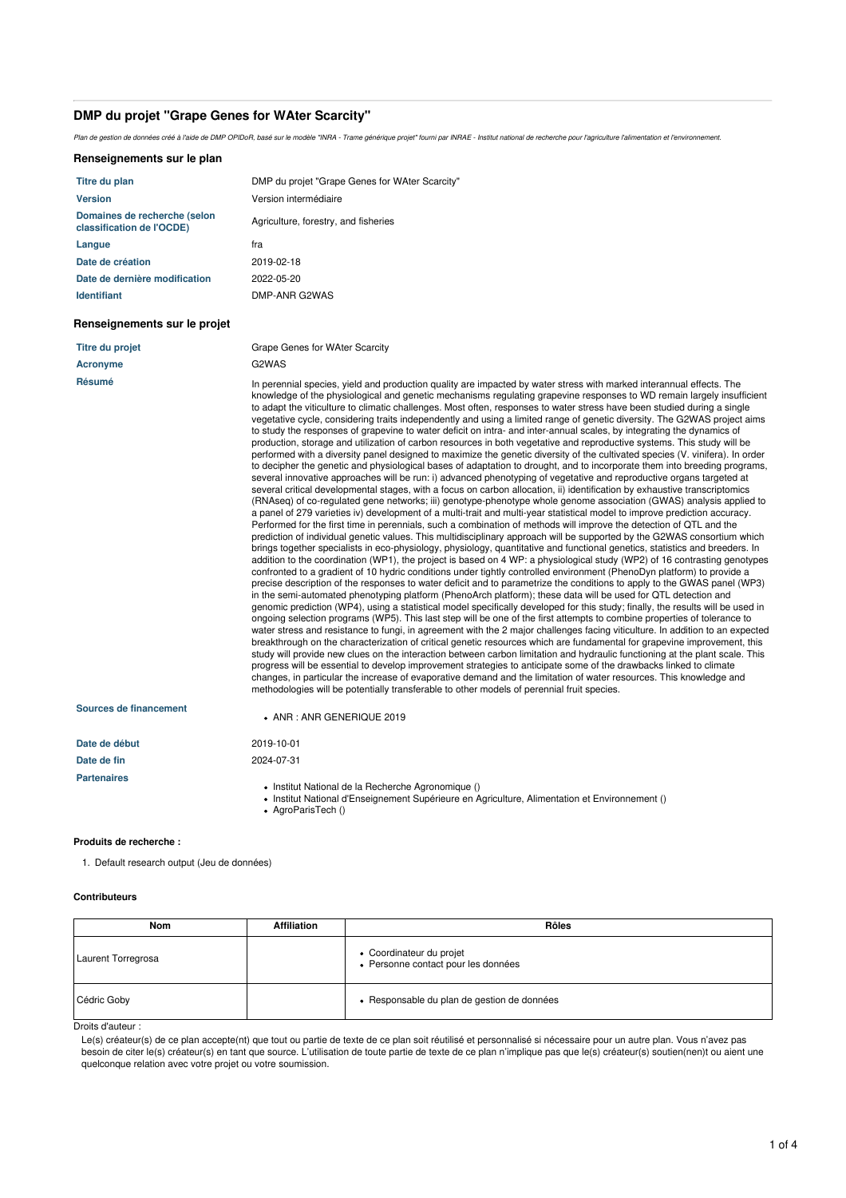# DMP du projet "Grape Genes for WAter Scarcity"

*Plan de gestion de données créé à l'aide de DMP OPIDoR, basé sur le modèle "INRA - Trame générique projet" fourni par INRAE - Institut national de recherche pour l'agriculture l'alimentation et l'environnement.*

## Renseignements sur le plan

| | |
|---|---|
| **Titre du plan** | DMP du projet "Grape Genes for WAter Scarcity" |
| **Version** | Version intermédiaire |
| **Domaines de recherche (selon classification de l'OCDE)** | Agriculture, forestry, and fisheries |
| **Langue** | fra |
| **Date de création** | 2019-02-18 |
| **Date de dernière modification** | 2022-05-20 |
| **Identifiant** | DMP-ANR G2WAS |

## Renseignements sur le projet

| | |
|---|---|
| **Titre du projet** | Grape Genes for WAter Scarcity |
| **Acronyme** | G2WAS |
| **Résumé** | In perennial species, yield and production quality are impacted by water stress with marked interannual effects. The knowledge of the physiological and genetic mechanisms regulating grapevine responses to WD remain largely insufficient to adapt the viticulture to climatic challenges. Most often, responses to water stress have been studied during a single vegetative cycle, considering traits independently and using a limited range of genetic diversity. The G2WAS project aims to study the responses of grapevine to water deficit on intra- and inter-annual scales, by integrating the dynamics of production, storage and utilization of carbon resources in both vegetative and reproductive systems. This study will be performed with a diversity panel designed to maximize the genetic diversity of the cultivated species (V. vinifera). In order to decipher the genetic and physiological bases of adaptation to drought, and to incorporate them into breeding programs, several innovative approaches will be run: i) advanced phenotyping of vegetative and reproductive organs targeted at several critical developmental stages, with a focus on carbon allocation, ii) identification by exhaustive transcriptomics (RNAseq) of co-regulated gene networks; iii) genotype-phenotype whole genome association (GWAS) analysis applied to a panel of 279 varieties iv) development of a multi-trait and multi-year statistical model to improve prediction accuracy. Performed for the first time in perennials, such a combination of methods will improve the detection of QTL and the prediction of individual genetic values. This multidisciplinary approach will be supported by the G2WAS consortium which brings together specialists in eco-physiology, physiology, quantitative and functional genetics, statistics and breeders. In addition to the coordination (WP1), the project is based on 4 WP: a physiological study (WP2) of 16 contrasting genotypes confronted to a gradient of 10 hydric conditions under tightly controlled environment (PhenoDyn platform) to provide a precise description of the responses to water deficit and to parametrize the conditions to apply to the GWAS panel (WP3) in the semi-automated phenotyping platform (PhenoArch platform); these data will be used for QTL detection and genomic prediction (WP4), using a statistical model specifically developed for this study; finally, the results will be used in ongoing selection programs (WP5). This last step will be one of the first attempts to combine properties of tolerance to water stress and resistance to fungi, in agreement with the 2 major challenges facing viticulture. In addition to an expected breakthrough on the characterization of critical genetic resources which are fundamental for grapevine improvement, this study will provide new clues on the interaction between carbon limitation and hydraulic functioning at the plant scale. This progress will be essential to develop improvement strategies to anticipate some of the drawbacks linked to climate changes, in particular the increase of evaporative demand and the limitation of water resources. This knowledge and methodologies will be potentially transferable to other models of perennial fruit species. |
| **Sources de financement** | • ANR : ANR GENERIQUE 2019 |
| **Date de début** | 2019-10-01 |
| **Date de fin** | 2024-07-31 |
| **Partenaires** | • Institut National de la Recherche Agronomique () <br> • Institut National d'Enseignement Supérieure en Agriculture, Alimentation et Environnement () <br> • AgroParisTech () |

### Produits de recherche :

1. Default research output (Jeu de données)

### Contributeurs

| Nom | Affiliation | Rôles |
|---|---|---|
| Laurent Torregrosa | | • Coordinateur du projet <br> • Personne contact pour les données |
| Cédric Goby | | • Responsable du plan de gestion de données |

Droits d'auteur :

Le(s) créateur(s) de ce plan accepte(nt) que tout ou partie de texte de ce plan soit réutilisé et personnalisé si nécessaire pour un autre plan. Vous n'avez pas besoin de citer le(s) créateur(s) en tant que source. L'utilisation de toute partie de texte de ce plan n'implique pas que le(s) créateur(s) soutien(nen)t ou aient une quelconque relation avec votre projet ou votre soumission.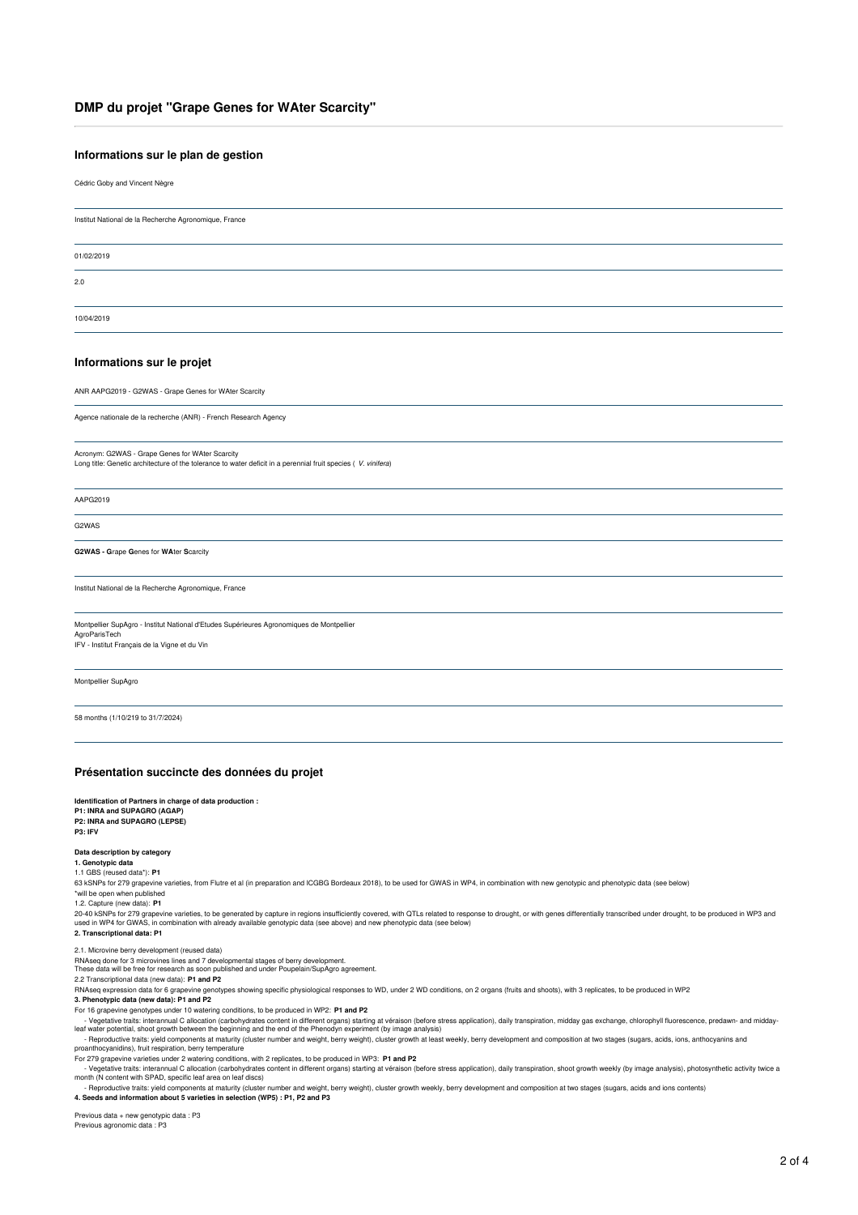# DMP du projet "Grape Genes for WAter Scarcity"

## Informations sur le plan de gestion

Cédric Goby and Vincent Nègre

Institut National de la Recherche Agronomique, France

01/02/2019

2.0

10/04/2019

## Informations sur le projet

ANR AAPG2019 - G2WAS - Grape Genes for WAter Scarcity

Agence nationale de la recherche (ANR) - French Research Agency

Acronym: G2WAS - Grape Genes for WAter Scarcity
Long title: Genetic architecture of the tolerance to water deficit in a perennial fruit species ( *V. vinifera*)

AAPG2019

G2WAS

**G2WAS - G**rape **G**enes for **WA**ter **S**carcity

Institut National de la Recherche Agronomique, France

Montpellier SupAgro - Institut National d'Etudes Supérieures Agronomiques de Montpellier
AgroParisTech
IFV - Institut Français de la Vigne et du Vin

Montpellier SupAgro

58 months (1/10/219 to 31/7/2024)

## Présentation succincte des données du projet

**Identification of Partners in charge of data production :**
**P1: INRA and SUPAGRO (AGAP)**
**P2: INRA and SUPAGRO (LEPSE)**
**P3: IFV**

**Data description by category**
**1. Genotypic data**
1.1 GBS (reused data*): **P1**
63 kSNPs for 279 grapevine varieties, from Flutre et al (in preparation and ICGBG Bordeaux 2018), to be used for GWAS in WP4, in combination with new genotypic and phenotypic data (see below)
*will be open when published
1.2. Capture (new data): **P1**
20-40 kSNPs for 279 grapevine varieties, to be generated by capture in regions insufficiently covered, with QTLs related to response to drought, or with genes differentially transcribed under drought, to be produced in WP3 and used in WP4 for GWAS, in combination with already available genotypic data (see above) and new phenotypic data (see below)
**2. Transcriptional data: P1**

2.1. Microvine berry development (reused data)
RNAseq done for 3 microvines lines and 7 developmental stages of berry development.
These data will be free for research as soon published and under Poupelain/SupAgro agreement.
2.2 Transcriptional data (new data): **P1 and P2**
RNAseq expression data for 6 grapevine genotypes showing specific physiological responses to WD, under 2 WD conditions, on 2 organs (fruits and shoots), with 3 replicates, to be produced in WP2
**3. Phenotypic data (new data): P1 and P2**
For 16 grapevine genotypes under 10 watering conditions, to be produced in WP2: **P1 and P2**
- Vegetative traits: interannual C allocation (carbohydrates content in different organs) starting at véraison (before stress application), daily transpiration, midday gas exchange, chlorophyll fluorescence, predawn- and midday-leaf water potential, shoot growth between the beginning and the end of the Phenodyn experiment (by image analysis)
- Reproductive traits: yield components at maturity (cluster number and weight, berry weight), cluster growth at least weekly, berry development and composition at two stages (sugars, acids, ions, anthocyanins and proanthocyanidins), fruit respiration, berry temperature

For 279 grapevine varieties under 2 watering conditions, with 2 replicates, to be produced in WP3: **P1 and P2**
- Vegetative traits: interannual C allocation (carbohydrates content in different organs) starting at véraison (before stress application), daily transpiration, shoot growth weekly (by image analysis), photosynthetic activity twice a month (N content with SPAD, specific leaf area on leaf discs)
- Reproductive traits: yield components at maturity (cluster number and weight, berry weight), cluster growth weekly, berry development and composition at two stages (sugars, acids and ions contents)

**4. Seeds and information about 5 varieties in selection (WP5) : P1, P2 and P3**

Previous data + new genotypic data : P3
Previous agronomic data : P3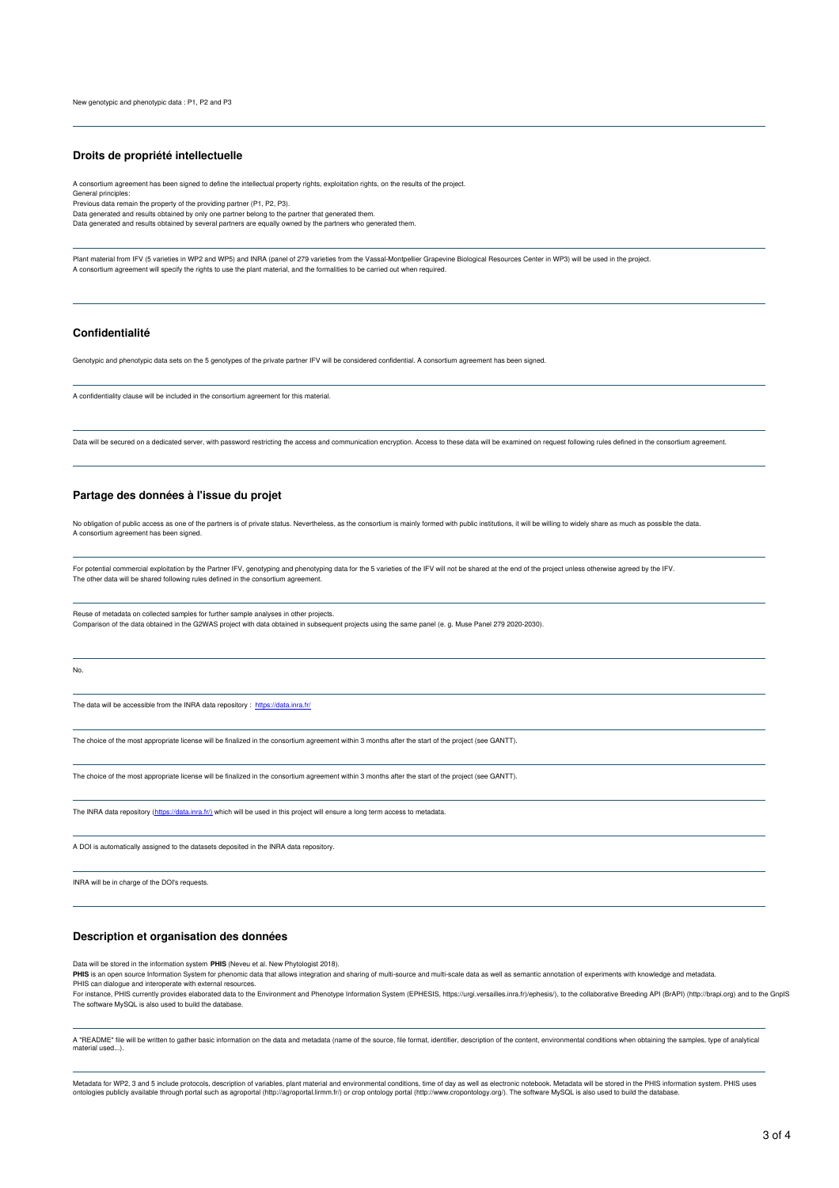New genotypic and phenotypic data : P1, P2 and P3

---

## Droits de propriété intellectuelle

A consortium agreement has been signed to define the intellectual property rights, exploitation rights, on the results of the project.
General principles:
Previous data remain the property of the providing partner (P1, P2, P3).
Data generated and results obtained by only one partner belong to the partner that generated them.
Data generated and results obtained by several partners are equally owned by the partners who generated them.

---

Plant material from IFV (5 varieties in WP2 and WP5) and INRA (panel of 279 varieties from the Vassal-Montpellier Grapevine Biological Resources Center in WP3) will be used in the project.
A consortium agreement will specify the rights to use the plant material, and the formalities to be carried out when required.

---

## Confidentialité

Genotypic and phenotypic data sets on the 5 genotypes of the private partner IFV will be considered confidential. A consortium agreement has been signed.

---

A confidentiality clause will be included in the consortium agreement for this material.

---

Data will be secured on a dedicated server, with password restricting the access and communication encryption. Access to these data will be examined on request following rules defined in the consortium agreement.

---

## Partage des données à l'issue du projet

No obligation of public access as one of the partners is of private status. Nevertheless, as the consortium is mainly formed with public institutions, it will be willing to widely share as much as possible the data.
A consortium agreement has been signed.

---

For potential commercial exploitation by the Partner IFV, genotyping and phenotyping data for the 5 varieties of the IFV will not be shared at the end of the project unless otherwise agreed by the IFV.
The other data will be shared following rules defined in the consortium agreement.

---

Reuse of metadata on collected samples for further sample analyses in other projects.
Comparison of the data obtained in the G2WAS project with data obtained in subsequent projects using the same panel (e. g. Muse Panel 279 2020-2030).

---

No.

---

The data will be accessible from the INRA data repository : https://data.inra.fr/

---

The choice of the most appropriate license will be finalized in the consortium agreement within 3 months after the start of the project (see GANTT).

---

The choice of the most appropriate license will be finalized in the consortium agreement within 3 months after the start of the project (see GANTT).

---

The INRA data repository (https://data.inra.fr/) which will be used in this project will ensure a long term access to metadata.

---

A DOI is automatically assigned to the datasets deposited in the INRA data repository.

---

INRA will be in charge of the DOI's requests.

---

## Description et organisation des données

Data will be stored in the information system **PHIS** (Neveu et al. New Phytologist 2018).
**PHIS** is an open source Information System for phenomic data that allows integration and sharing of multi-source and multi-scale data as well as semantic annotation of experiments with knowledge and metadata.
PHIS can dialogue and interoperate with external resources.
For instance, PHIS currently provides elaborated data to the Environment and Phenotype Information System (EPHESIS, https://urgi.versailles.inra.fr)/ephesis/), to the collaborative Breeding API (BrAPI) (http://brapi.org) and to the GnpIS
The software MySQL is also used to build the database.

---

A "README" file will be written to gather basic information on the data and metadata (name of the source, file format, identifier, description of the content, environmental conditions when obtaining the samples, type of analytical material used...).

---

Metadata for WP2, 3 and 5 include protocols, description of variables, plant material and environmental conditions, time of day as well as electronic notebook. Metadata will be stored in the PHIS information system. PHIS uses ontologies publicly available through portal such as agroportal (http://agroportal.lirmm.fr/) or crop ontology portal (http://www.cropontology.org/). The software MySQL is also used to build the database.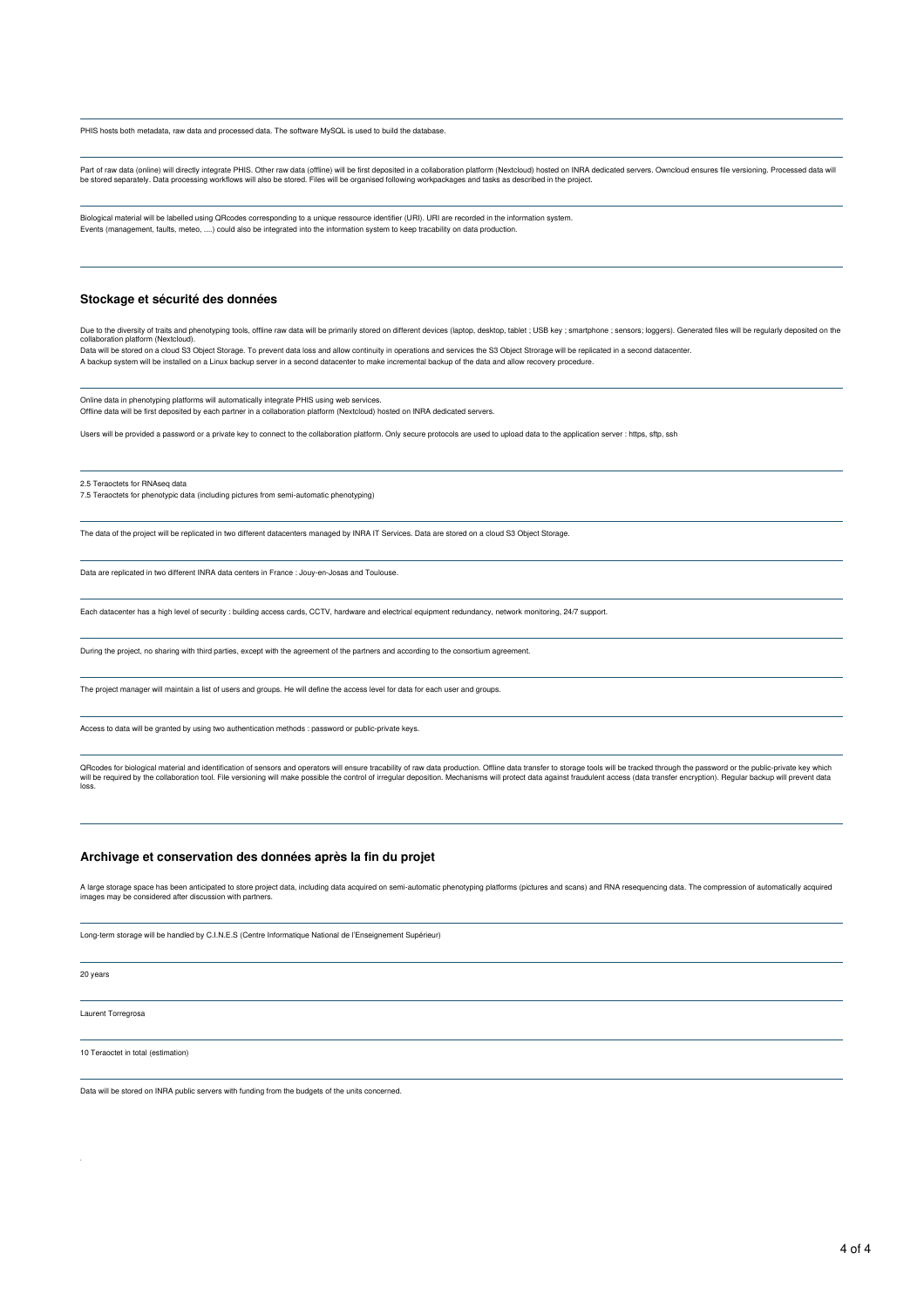PHIS hosts both metadata, raw data and processed data. The software MySQL is used to build the database.

Part of raw data (online) will directly integrate PHIS. Other raw data (offline) will be first deposited in a collaboration platform (Nextcloud) hosted on INRA dedicated servers. Owncloud ensures file versioning. Processed data will be stored separately. Data processing workflows will also be stored. Files will be organised following workpackages and tasks as described in the project.

Biological material will be labelled using QRcodes corresponding to a unique ressource identifier (URI). URI are recorded in the information system.
Events (management, faults, meteo, ....) could also be integrated into the information system to keep tracability on data production.

## Stockage et sécurité des données

Due to the diversity of traits and phenotyping tools, offline raw data will be primarily stored on different devices (laptop, desktop, tablet ; USB key ; smartphone ; sensors; loggers). Generated files will be regularly deposited on the collaboration platform (Nextcloud).
Data will be stored on a cloud S3 Object Storage. To prevent data loss and allow continuity in operations and services the S3 Object Strorage will be replicated in a second datacenter.
A backup system will be installed on a Linux backup server in a second datacenter to make incremental backup of the data and allow recovery procedure.

Online data in phenotyping platforms will automatically integrate PHIS using web services.
Offline data will be first deposited by each partner in a collaboration platform (Nextcloud) hosted on INRA dedicated servers.

Users will be provided a password or a private key to connect to the collaboration platform. Only secure protocols are used to upload data to the application server : https, sftp, ssh

2.5 Teraoctets for RNAseq data
7.5 Teraoctets for phenotypic data (including pictures from semi-automatic phenotyping)

The data of the project will be replicated in two different datacenters managed by INRA IT Services. Data are stored on a cloud S3 Object Storage.

Data are replicated in two different INRA data centers in France : Jouy-en-Josas and Toulouse.

Each datacenter has a high level of security : building access cards, CCTV, hardware and electrical equipment redundancy, network monitoring, 24/7 support.

During the project, no sharing with third parties, except with the agreement of the partners and according to the consortium agreement.

The project manager will maintain a list of users and groups. He will define the access level for data for each user and groups.

Access to data will be granted by using two authentication methods : password or public-private keys.

QRcodes for biological material and identification of sensors and operators will ensure tracability of raw data production. Offline data transfer to storage tools will be tracked through the password or the public-private key which will be required by the collaboration tool. File versioning will make possible the control of irregular deposition. Mechanisms will protect data against fraudulent access (data transfer encryption). Regular backup will prevent data loss.

## Archivage et conservation des données après la fin du projet

A large storage space has been anticipated to store project data, including data acquired on semi-automatic phenotyping platforms (pictures and scans) and RNA resequencing data. The compression of automatically acquired images may be considered after discussion with partners.

Long-term storage will be handled by C.I.N.E.S (Centre Informatique National de l'Enseignement Supérieur)

20 years

Laurent Torregrosa

10 Teraoctet in total (estimation)

Data will be stored on INRA public servers with funding from the budgets of the units concerned.